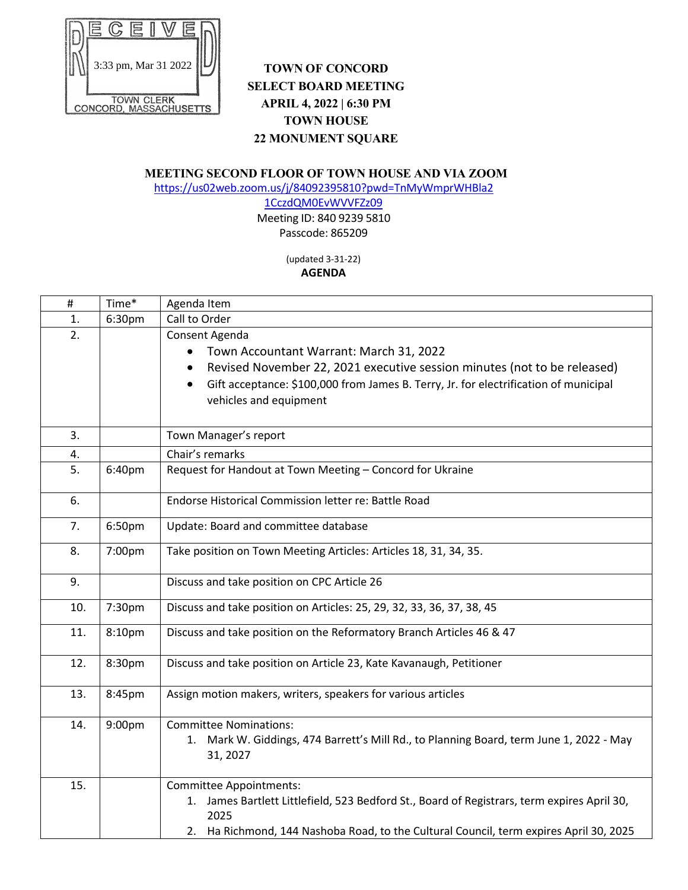RECEIVED
3:33 pm, Mar 31 2022
TOWN CLERK
CONCORD, MASSACHUSETTS

**TOWN OF CONCORD**
**SELECT BOARD MEETING**
**APRIL 4, 2022 | 6:30 PM**
**TOWN HOUSE**
**22 MONUMENT SQUARE**

**MEETING SECOND FLOOR OF TOWN HOUSE AND VIA ZOOM**

https://us02web.zoom.us/j/84092395810?pwd=TnMyWmprWHBla21CczdQM0EvWVVFZz09

Meeting ID: 840 9239 5810
Passcode: 865209

(updated 3-31-22)

**AGENDA**

| # | Time* | Agenda Item |
|---|---|---|
| 1. | 6:30pm | Call to Order |
| 2. | | Consent Agenda<br>• Town Accountant Warrant: March 31, 2022<br>• Revised November 22, 2021 executive session minutes (not to be released)<br>• Gift acceptance: $100,000 from James B. Terry, Jr. for electrification of municipal vehicles and equipment |
| 3. | | Town Manager's report |
| 4. | | Chair's remarks |
| 5. | 6:40pm | Request for Handout at Town Meeting – Concord for Ukraine |
| 6. | | Endorse Historical Commission letter re: Battle Road |
| 7. | 6:50pm | Update: Board and committee database |
| 8. | 7:00pm | Take position on Town Meeting Articles: Articles 18, 31, 34, 35. |
| 9. | | Discuss and take position on CPC Article 26 |
| 10. | 7:30pm | Discuss and take position on Articles: 25, 29, 32, 33, 36, 37, 38, 45 |
| 11. | 8:10pm | Discuss and take position on the Reformatory Branch Articles 46 & 47 |
| 12. | 8:30pm | Discuss and take position on Article 23, Kate Kavanaugh, Petitioner |
| 13. | 8:45pm | Assign motion makers, writers, speakers for various articles |
| 14. | 9:00pm | Committee Nominations:<br>1. Mark W. Giddings, 474 Barrett's Mill Rd., to Planning Board, term June 1, 2022 - May 31, 2027 |
| 15. | | Committee Appointments:<br>1. James Bartlett Littlefield, 523 Bedford St., Board of Registrars, term expires April 30, 2025<br>2. Ha Richmond, 144 Nashoba Road, to the Cultural Council, term expires April 30, 2025 |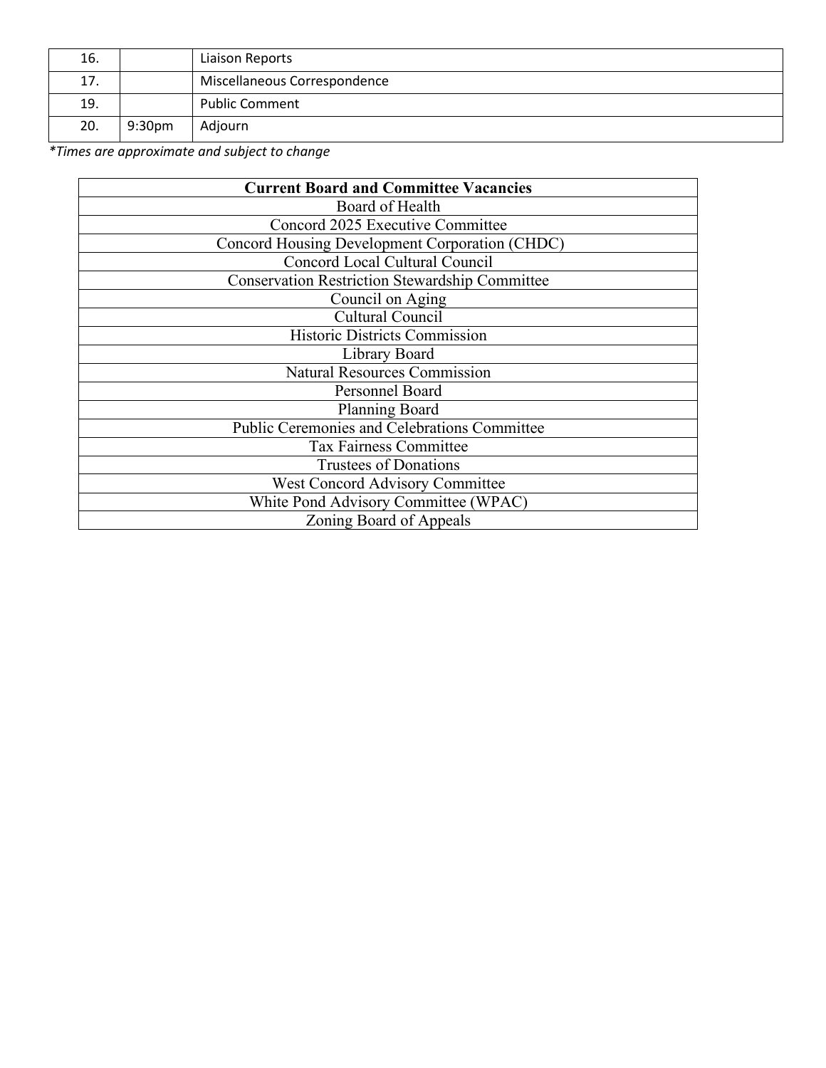| | | |
|---|---|---|
| 16. | | Liaison Reports |
| 17. | | Miscellaneous Correspondence |
| 19. | | Public Comment |
| 20. | 9:30pm | Adjourn |

*Times are approximate and subject to change

| **Current Board and Committee Vacancies** |
|---|
| Board of Health |
| Concord 2025 Executive Committee |
| Concord Housing Development Corporation (CHDC) |
| Concord Local Cultural Council |
| Conservation Restriction Stewardship Committee |
| Council on Aging |
| Cultural Council |
| Historic Districts Commission |
| Library Board |
| Natural Resources Commission |
| Personnel Board |
| Planning Board |
| Public Ceremonies and Celebrations Committee |
| Tax Fairness Committee |
| Trustees of Donations |
| West Concord Advisory Committee |
| White Pond Advisory Committee (WPAC) |
| Zoning Board of Appeals |